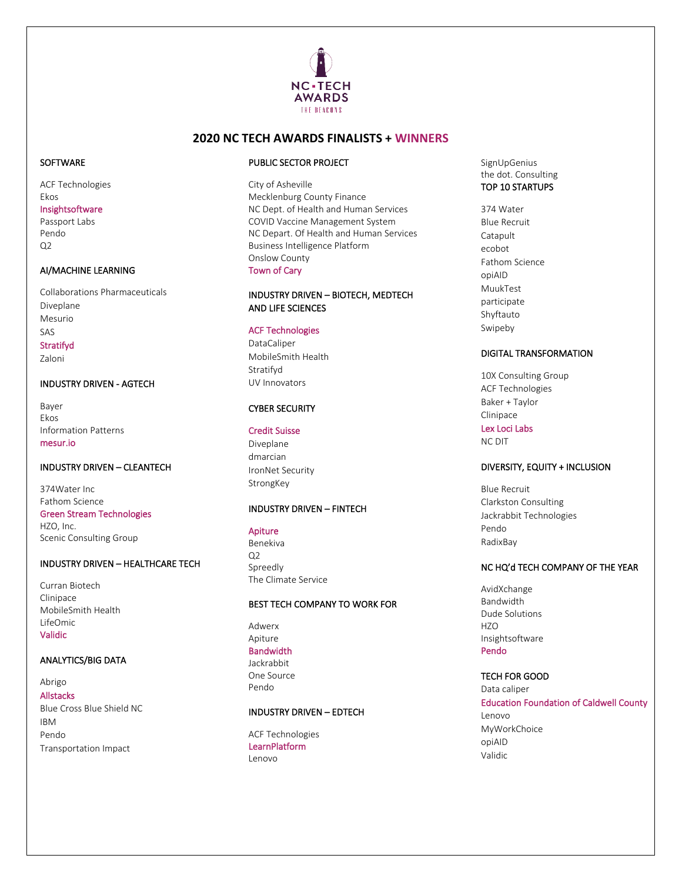NC • TECH AWARDS
THE BEACONS

# 2020 NC TECH AWARDS FINALISTS + WINNERS

## SOFTWARE

ACF Technologies
Ekos
Insightsoftware
Passport Labs
Pendo
Q2

## AI/MACHINE LEARNING

Collaborations Pharmaceuticals
Diveplane
Mesurio
SAS
Stratifyd
Zaloni

## INDUSTRY DRIVEN - AGTECH

Bayer
Ekos
Information Patterns
mesur.io

## INDUSTRY DRIVEN – CLEANTECH

374Water Inc
Fathom Science
Green Stream Technologies
HZO, Inc.
Scenic Consulting Group

## INDUSTRY DRIVEN – HEALTHCARE TECH

Curran Biotech
Clinipace
MobileSmith Health
LifeOmic
Validic

## ANALYTICS/BIG DATA

Abrigo
Allstacks
Blue Cross Blue Shield NC
IBM
Pendo
Transportation Impact

## PUBLIC SECTOR PROJECT

City of Asheville
Mecklenburg County Finance
NC Dept. of Health and Human Services
COVID Vaccine Management System
NC Depart. Of Health and Human Services
Business Intelligence Platform
Onslow County
Town of Cary

## INDUSTRY DRIVEN – BIOTECH, MEDTECH AND LIFE SCIENCES

ACF Technologies
DataCaliper
MobileSmith Health
Stratifyd
UV Innovators

## CYBER SECURITY

Credit Suisse
Diveplane
dmarcian
IronNet Security
StrongKey

## INDUSTRY DRIVEN – FINTECH

Apiture
Benekiva
Q2
Spreedly
The Climate Service

## BEST TECH COMPANY TO WORK FOR

Adwerx
Apiture
Bandwidth
Jackrabbit
One Source
Pendo

## INDUSTRY DRIVEN – EDTECH

ACF Technologies
LearnPlatform
Lenovo
SignUpGenius
the dot. Consulting

## TOP 10 STARTUPS

374 Water
Blue Recruit
Catapult
ecobot
Fathom Science
opiAID
MuukTest
participate
Shyftauto
Swipeby

## DIGITAL TRANSFORMATION

10X Consulting Group
ACF Technologies
Baker + Taylor
Clinipace
Lex Loci Labs
NC DIT

## DIVERSITY, EQUITY + INCLUSION

Blue Recruit
Clarkston Consulting
Jackrabbit Technologies
Pendo
RadixBay

## NC HQ'd TECH COMPANY OF THE YEAR

AvidXchange
Bandwidth
Dude Solutions
HZO
Insightsoftware
Pendo

## TECH FOR GOOD

Data caliper
Education Foundation of Caldwell County
Lenovo
MyWorkChoice
opiAID
Validic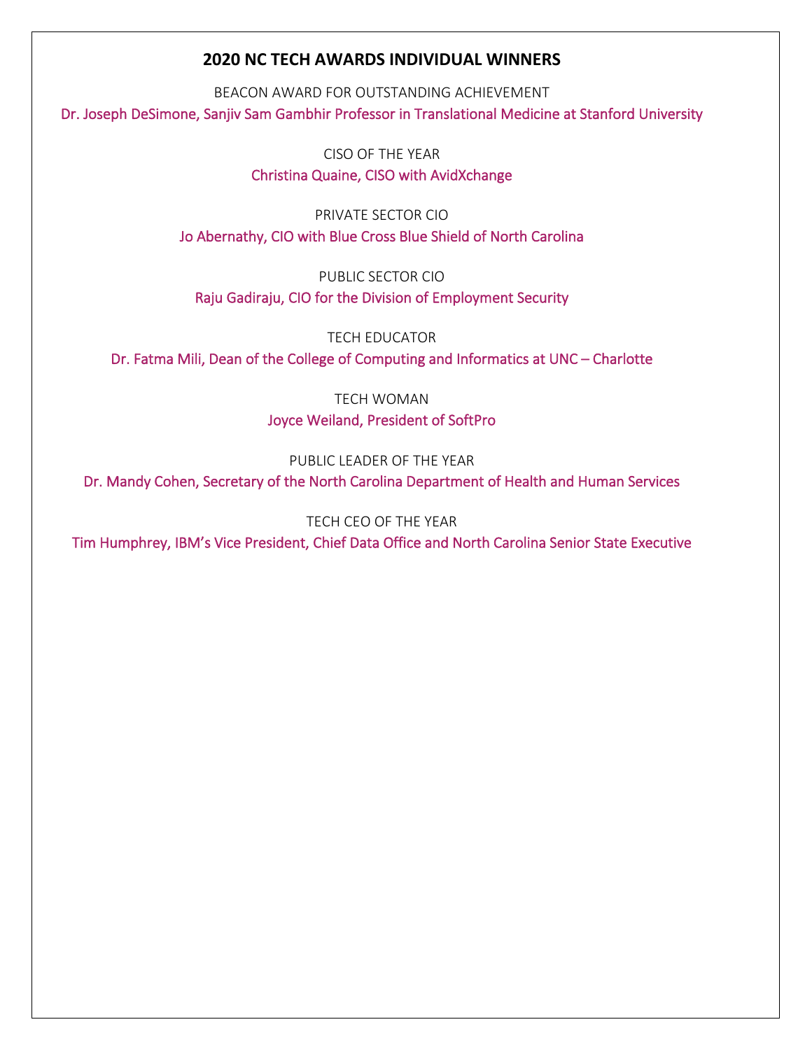## 2020 NC TECH AWARDS INDIVIDUAL WINNERS

BEACON AWARD FOR OUTSTANDING ACHIEVEMENT

Dr. Joseph DeSimone, Sanjiv Sam Gambhir Professor in Translational Medicine at Stanford University

CISO OF THE YEAR

Christina Quaine, CISO with AvidXchange

PRIVATE SECTOR CIO

Jo Abernathy, CIO with Blue Cross Blue Shield of North Carolina

PUBLIC SECTOR CIO

Raju Gadiraju, CIO for the Division of Employment Security

TECH EDUCATOR

Dr. Fatma Mili, Dean of the College of Computing and Informatics at UNC – Charlotte

TECH WOMAN

Joyce Weiland, President of SoftPro

PUBLIC LEADER OF THE YEAR

Dr. Mandy Cohen, Secretary of the North Carolina Department of Health and Human Services

TECH CEO OF THE YEAR

Tim Humphrey, IBM's Vice President, Chief Data Office and North Carolina Senior State Executive